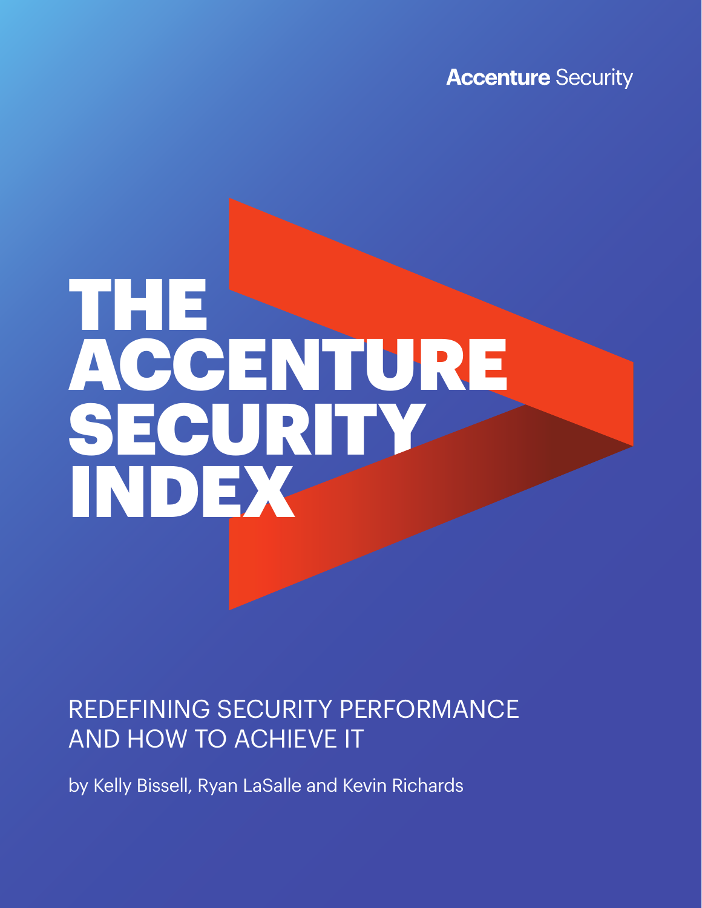Accenture Security

# THE ACCENTURE SECURITY INDEX

## REDEFINING SECURITY PERFORMANCE AND HOW TO ACHIEVE IT

by Kelly Bissell, Ryan LaSalle and Kevin Richards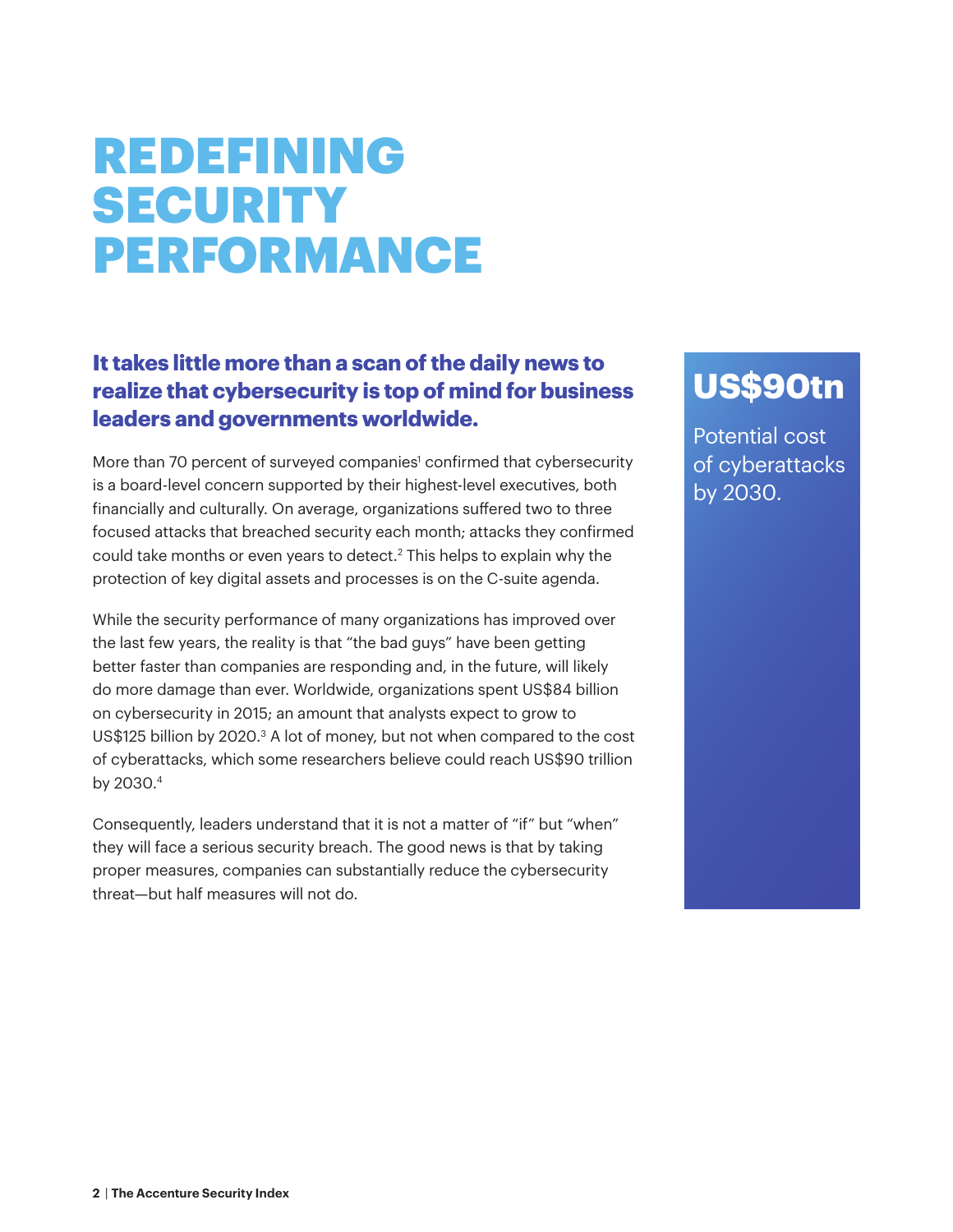# REDEFINING SECURITY PERFORMANCE

**It takes little more than a scan of the daily news to realize that cybersecurity is top of mind for business leaders and governments worldwide.**

More than 70 percent of surveyed companies[1] confirmed that cybersecurity is a board-level concern supported by their highest-level executives, both financially and culturally. On average, organizations suffered two to three focused attacks that breached security each month; attacks they confirmed could take months or even years to detect.[2] This helps to explain why the protection of key digital assets and processes is on the C-suite agenda.

While the security performance of many organizations has improved over the last few years, the reality is that "the bad guys" have been getting better faster than companies are responding and, in the future, will likely do more damage than ever. Worldwide, organizations spent US$84 billion on cybersecurity in 2015; an amount that analysts expect to grow to US$125 billion by 2020.[3] A lot of money, but not when compared to the cost of cyberattacks, which some researchers believe could reach US$90 trillion by 2030.[4]

Consequently, leaders understand that it is not a matter of "if" but "when" they will face a serious security breach. The good news is that by taking proper measures, companies can substantially reduce the cybersecurity threat—but half measures will not do.

**US$90tn**

Potential cost of cyberattacks by 2030.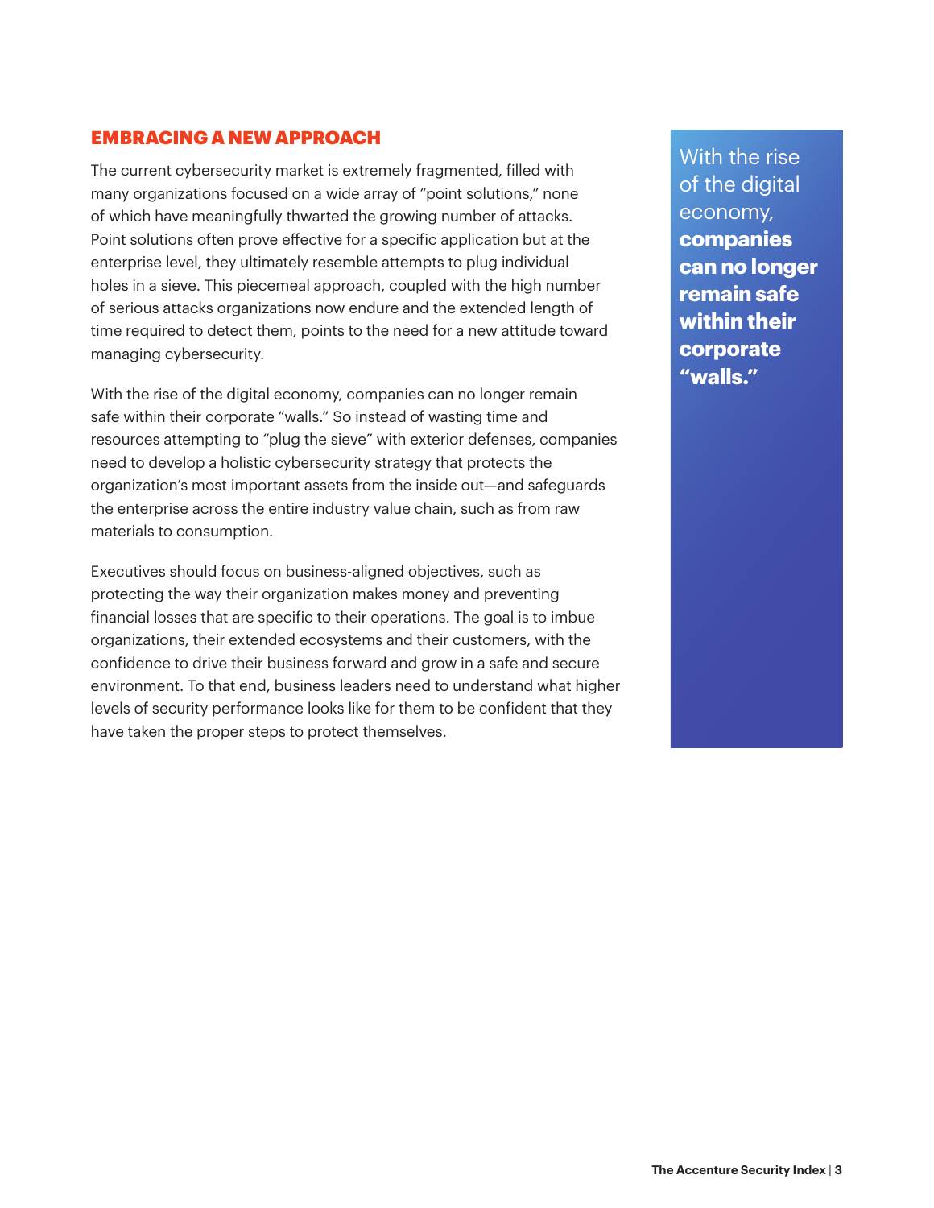## EMBRACING A NEW APPROACH

The current cybersecurity market is extremely fragmented, filled with many organizations focused on a wide array of "point solutions," none of which have meaningfully thwarted the growing number of attacks. Point solutions often prove effective for a specific application but at the enterprise level, they ultimately resemble attempts to plug individual holes in a sieve. This piecemeal approach, coupled with the high number of serious attacks organizations now endure and the extended length of time required to detect them, points to the need for a new attitude toward managing cybersecurity.

With the rise of the digital economy, companies can no longer remain safe within their corporate "walls." So instead of wasting time and resources attempting to "plug the sieve" with exterior defenses, companies need to develop a holistic cybersecurity strategy that protects the organization's most important assets from the inside out—and safeguards the enterprise across the entire industry value chain, such as from raw materials to consumption.

Executives should focus on business-aligned objectives, such as protecting the way their organization makes money and preventing financial losses that are specific to their operations. The goal is to imbue organizations, their extended ecosystems and their customers, with the confidence to drive their business forward and grow in a safe and secure environment. To that end, business leaders need to understand what higher levels of security performance looks like for them to be confident that they have taken the proper steps to protect themselves.

With the rise of the digital economy, **companies can no longer remain safe within their corporate "walls."**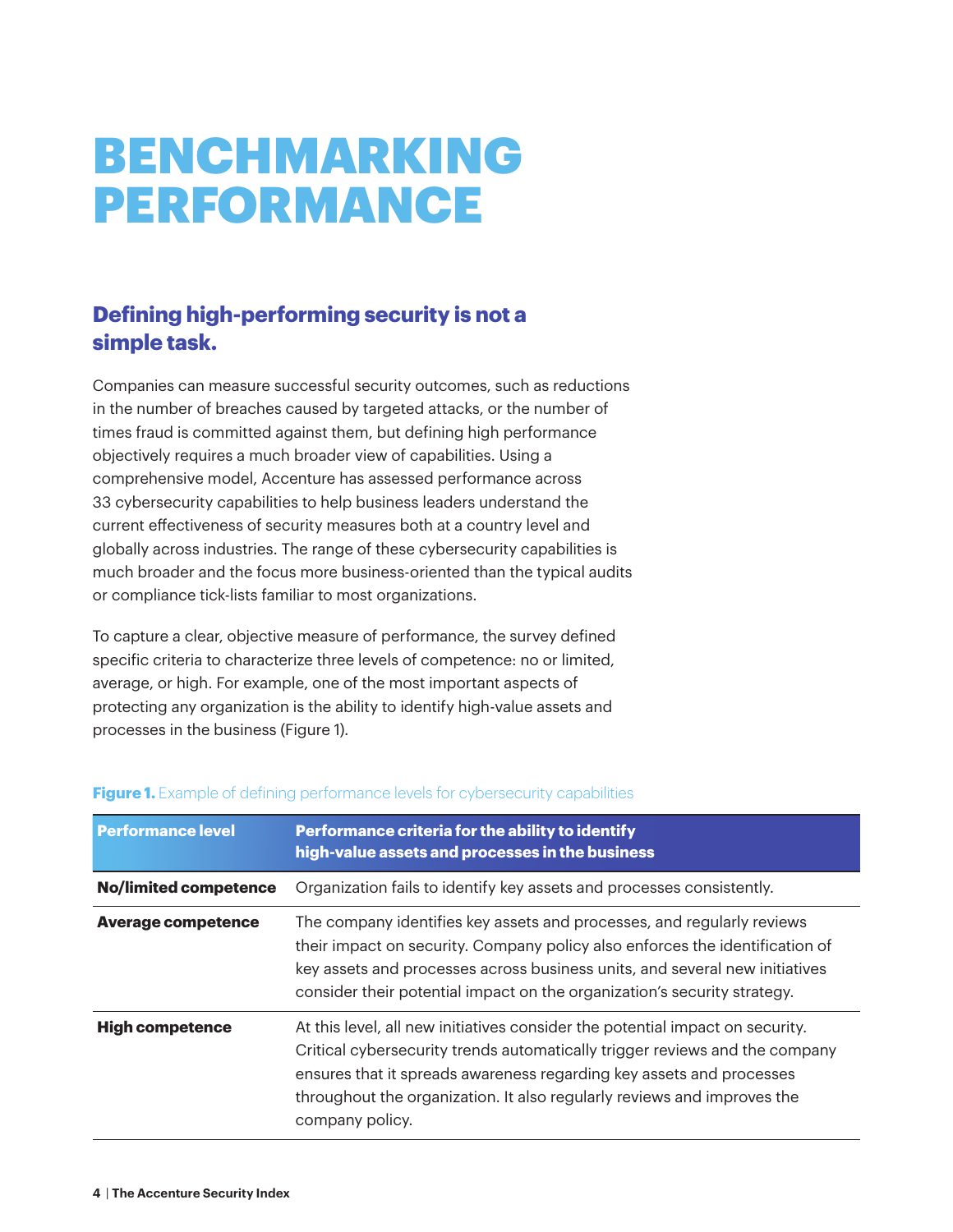# BENCHMARKING PERFORMANCE

## Defining high-performing security is not a simple task.

Companies can measure successful security outcomes, such as reductions in the number of breaches caused by targeted attacks, or the number of times fraud is committed against them, but defining high performance objectively requires a much broader view of capabilities. Using a comprehensive model, Accenture has assessed performance across 33 cybersecurity capabilities to help business leaders understand the current effectiveness of security measures both at a country level and globally across industries. The range of these cybersecurity capabilities is much broader and the focus more business-oriented than the typical audits or compliance tick-lists familiar to most organizations.

To capture a clear, objective measure of performance, the survey defined specific criteria to characterize three levels of competence: no or limited, average, or high. For example, one of the most important aspects of protecting any organization is the ability to identify high-value assets and processes in the business (Figure 1).

**Figure 1.** Example of defining performance levels for cybersecurity capabilities

| Performance level | Performance criteria for the ability to identify high-value assets and processes in the business |
|---|---|
| **No/limited competence** | Organization fails to identify key assets and processes consistently. |
| **Average competence** | The company identifies key assets and processes, and regularly reviews their impact on security. Company policy also enforces the identification of key assets and processes across business units, and several new initiatives consider their potential impact on the organization's security strategy. |
| **High competence** | At this level, all new initiatives consider the potential impact on security. Critical cybersecurity trends automatically trigger reviews and the company ensures that it spreads awareness regarding key assets and processes throughout the organization. It also regularly reviews and improves the company policy. |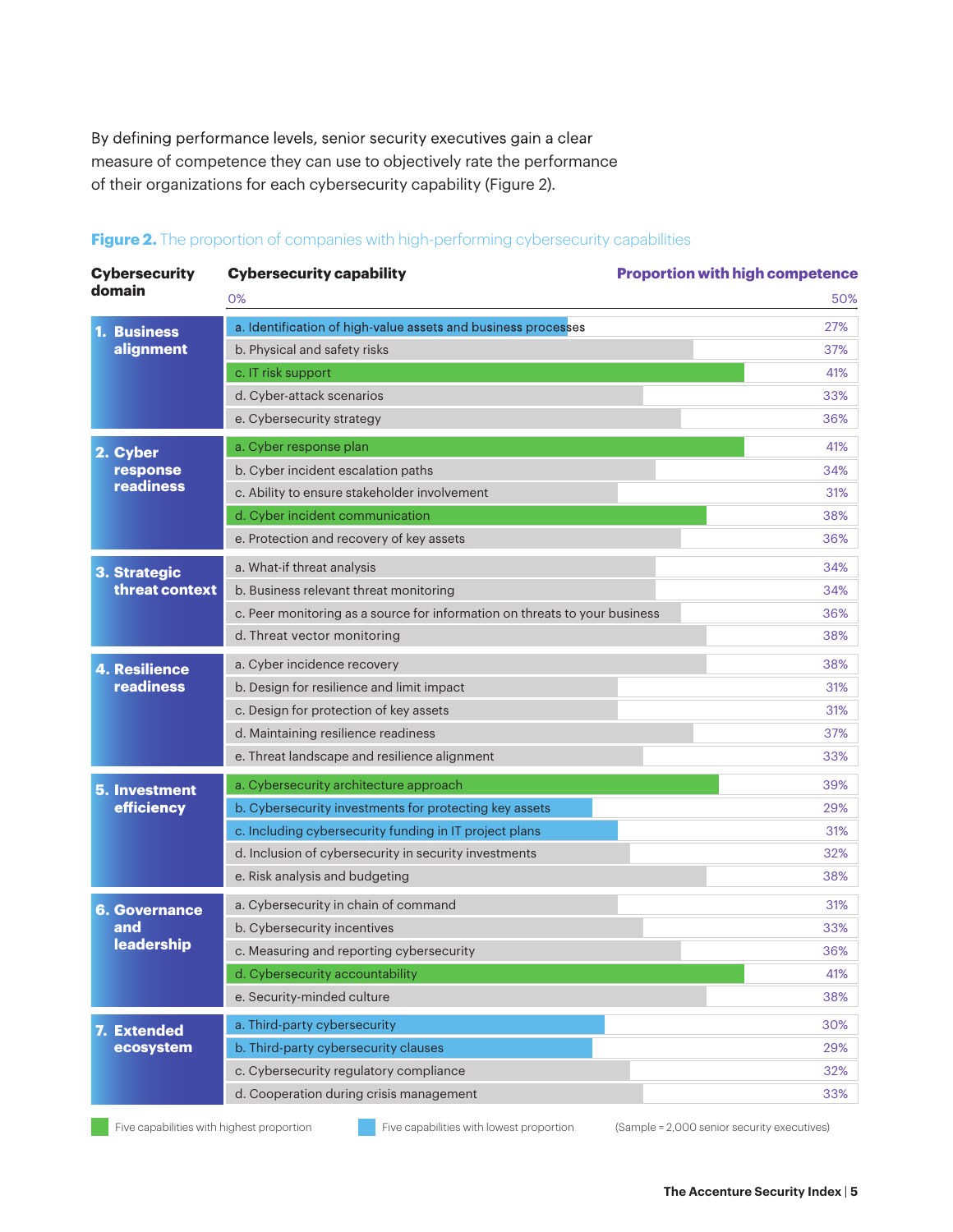By defining performance levels, senior security executives gain a clear measure of competence they can use to objectively rate the performance of their organizations for each cybersecurity capability (Figure 2).

**Figure 2.** The proportion of companies with high-performing cybersecurity capabilities

Cybersecurity domain

Cybersecurity capability

Proportion with high competence

0%

50%

1. Business alignment

a. Identification of high-value assets and business processes 27%

b. Physical and safety risks 37%

c. IT risk support 41%

d. Cyber-attack scenarios 33%

e. Cybersecurity strategy 36%

2. Cyber response readiness

a. Cyber response plan 41%

b. Cyber incident escalation paths 34%

c. Ability to ensure stakeholder involvement 31%

d. Cyber incident communication 38%

e. Protection and recovery of key assets 36%

3. Strategic threat context

a. What-if threat analysis 34%

b. Business relevant threat monitoring 34%

c. Peer monitoring as a source for information on threats to your business 36%

d. Threat vector monitoring 38%

4. Resilience readiness

a. Cyber incidence recovery 38%

b. Design for resilience and limit impact 31%

c. Design for protection of key assets 31%

d. Maintaining resilience readiness 37%

e. Threat landscape and resilience alignment 33%

5. Investment efficiency

a. Cybersecurity architecture approach 39%

b. Cybersecurity investments for protecting key assets 29%

c. Including cybersecurity funding in IT project plans 31%

d. Inclusion of cybersecurity in security investments 32%

e. Risk analysis and budgeting 38%

6. Governance and leadership

a. Cybersecurity in chain of command 31%

b. Cybersecurity incentives 33%

c. Measuring and reporting cybersecurity 36%

d. Cybersecurity accountability 41%

e. Security-minded culture 38%

7. Extended ecosystem

a. Third-party cybersecurity 30%

b. Third-party cybersecurity clauses 29%

c. Cybersecurity regulatory compliance 32%

d. Cooperation during crisis management 33%

Five capabilities with highest proportion

Five capabilities with lowest proportion

(Sample = 2,000 senior security executives)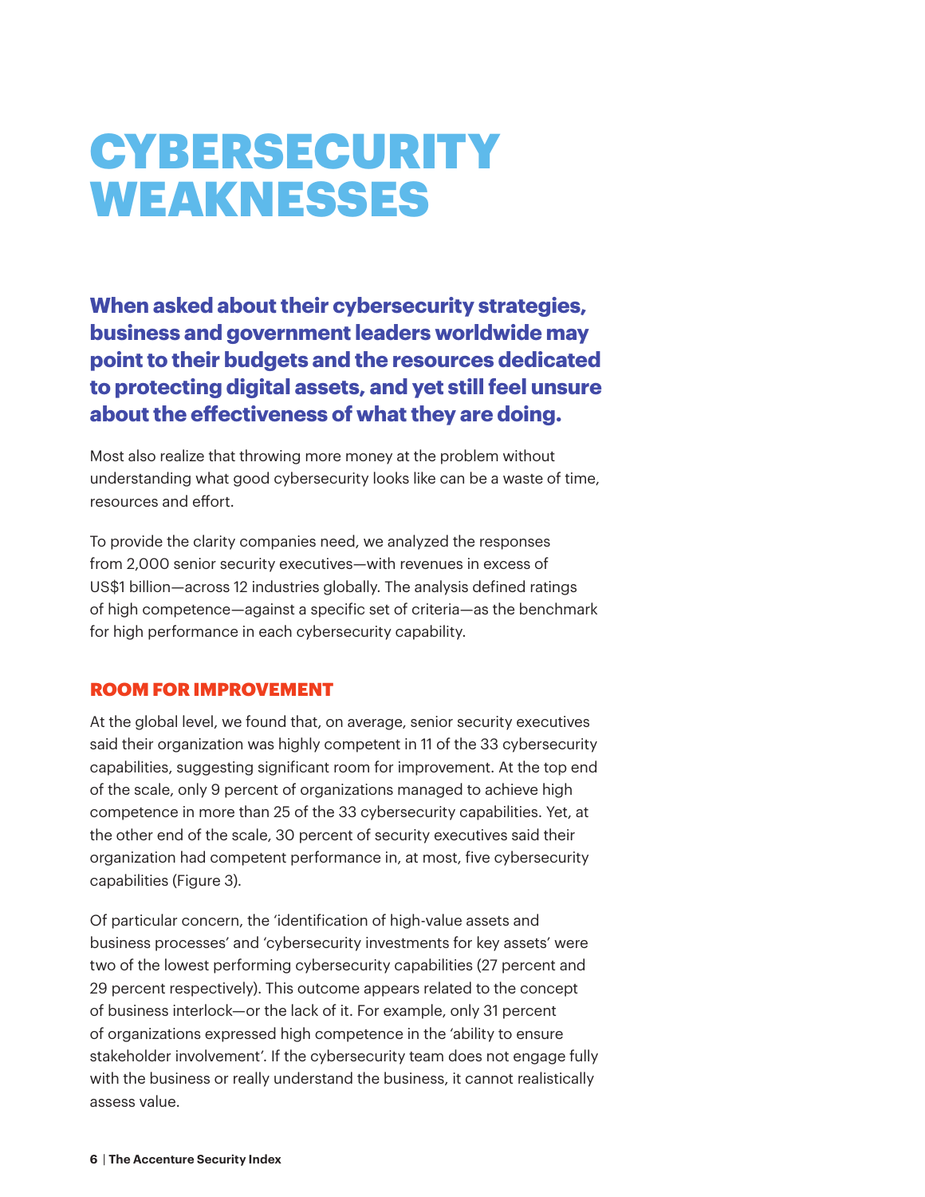# CYBERSECURITY WEAKNESSES

**When asked about their cybersecurity strategies, business and government leaders worldwide may point to their budgets and the resources dedicated to protecting digital assets, and yet still feel unsure about the effectiveness of what they are doing.**

Most also realize that throwing more money at the problem without understanding what good cybersecurity looks like can be a waste of time, resources and effort.

To provide the clarity companies need, we analyzed the responses from 2,000 senior security executives—with revenues in excess of US$1 billion—across 12 industries globally. The analysis defined ratings of high competence—against a specific set of criteria—as the benchmark for high performance in each cybersecurity capability.

## ROOM FOR IMPROVEMENT

At the global level, we found that, on average, senior security executives said their organization was highly competent in 11 of the 33 cybersecurity capabilities, suggesting significant room for improvement. At the top end of the scale, only 9 percent of organizations managed to achieve high competence in more than 25 of the 33 cybersecurity capabilities. Yet, at the other end of the scale, 30 percent of security executives said their organization had competent performance in, at most, five cybersecurity capabilities (Figure 3).

Of particular concern, the 'identification of high-value assets and business processes' and 'cybersecurity investments for key assets' were two of the lowest performing cybersecurity capabilities (27 percent and 29 percent respectively). This outcome appears related to the concept of business interlock—or the lack of it. For example, only 31 percent of organizations expressed high competence in the 'ability to ensure stakeholder involvement'. If the cybersecurity team does not engage fully with the business or really understand the business, it cannot realistically assess value.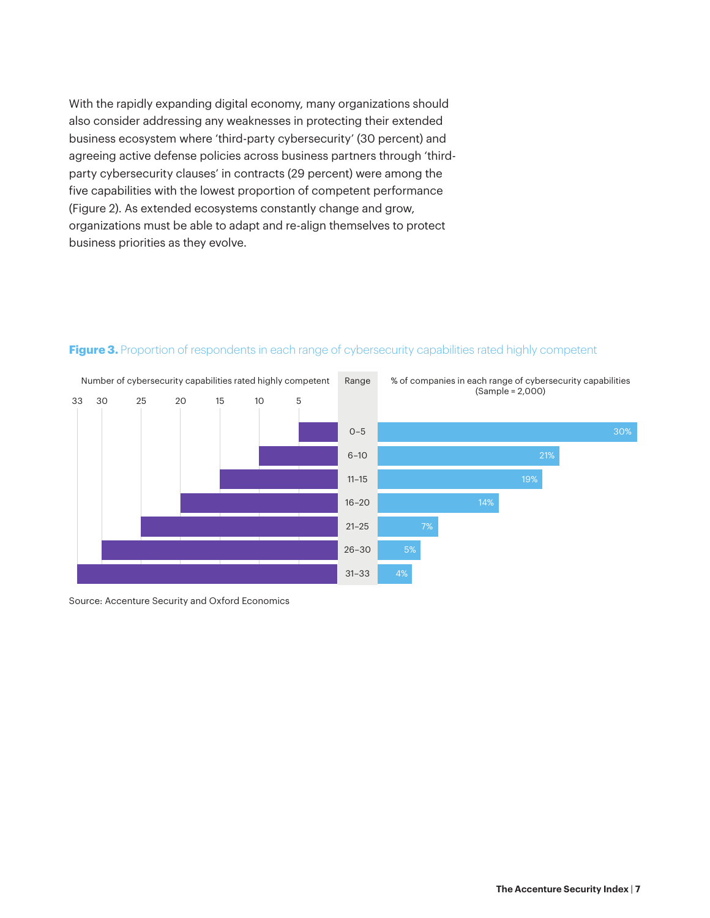With the rapidly expanding digital economy, many organizations should also consider addressing any weaknesses in protecting their extended business ecosystem where 'third-party cybersecurity' (30 percent) and agreeing active defense policies across business partners through 'third-party cybersecurity clauses' in contracts (29 percent) were among the five capabilities with the lowest proportion of competent performance (Figure 2). As extended ecosystems constantly change and grow, organizations must be able to adapt and re-align themselves to protect business priorities as they evolve.

**Figure 3.** Proportion of respondents in each range of cybersecurity capabilities rated highly competent

Number of cybersecurity capabilities rated highly competent

33 30 25 20 15 10 5

Range

% of companies in each range of cybersecurity capabilities (Sample = 2,000)

0–5 30%

6–10 21%

11–15 19%

16–20 14%

21–25 7%

26–30 5%

31–33 4%

Source: Accenture Security and Oxford Economics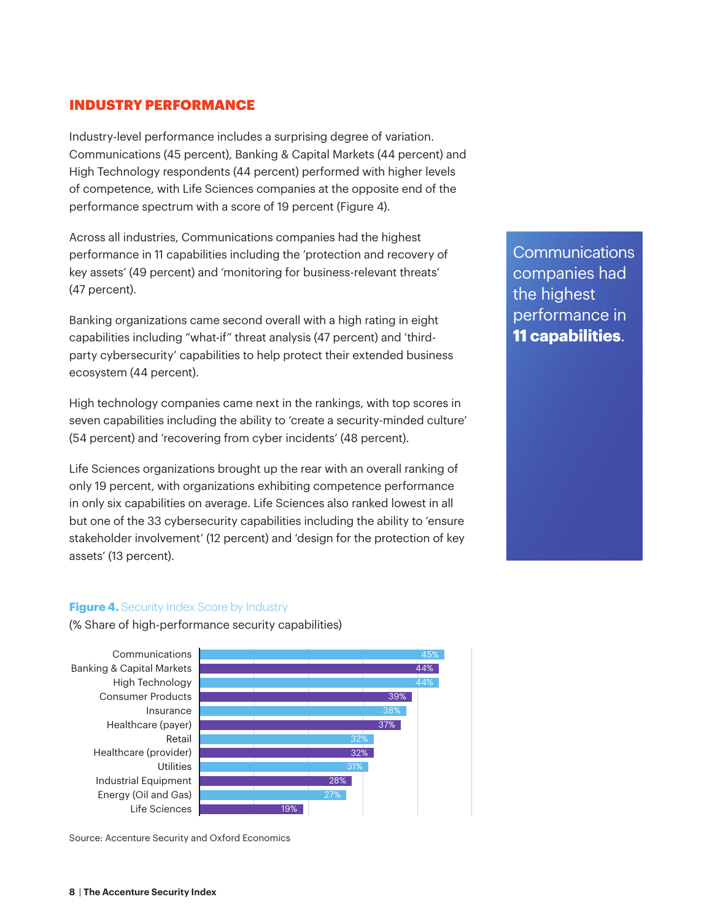## INDUSTRY PERFORMANCE

Industry-level performance includes a surprising degree of variation. Communications (45 percent), Banking & Capital Markets (44 percent) and High Technology respondents (44 percent) performed with higher levels of competence, with Life Sciences companies at the opposite end of the performance spectrum with a score of 19 percent (Figure 4).

Across all industries, Communications companies had the highest performance in 11 capabilities including the 'protection and recovery of key assets' (49 percent) and 'monitoring for business-relevant threats' (47 percent).

Banking organizations came second overall with a high rating in eight capabilities including "what-if" threat analysis (47 percent) and 'third-party cybersecurity' capabilities to help protect their extended business ecosystem (44 percent).

High technology companies came next in the rankings, with top scores in seven capabilities including the ability to 'create a security-minded culture' (54 percent) and 'recovering from cyber incidents' (48 percent).

Life Sciences organizations brought up the rear with an overall ranking of only 19 percent, with organizations exhibiting competence performance in only six capabilities on average. Life Sciences also ranked lowest in all but one of the 33 cybersecurity capabilities including the ability to 'ensure stakeholder involvement' (12 percent) and 'design for the protection of key assets' (13 percent).

Communications companies had the highest performance in **11 capabilities**.

**Figure 4.** Security Index Score by Industry

(% Share of high-performance security capabilities)

Communications 45%
Banking & Capital Markets 44%
High Technology 44%
Consumer Products 39%
Insurance 38%
Healthcare (payer) 37%
Retail 32%
Healthcare (provider) 32%
Utilities 31%
Industrial Equipment 28%
Energy (Oil and Gas) 27%
Life Sciences 19%

Source: Accenture Security and Oxford Economics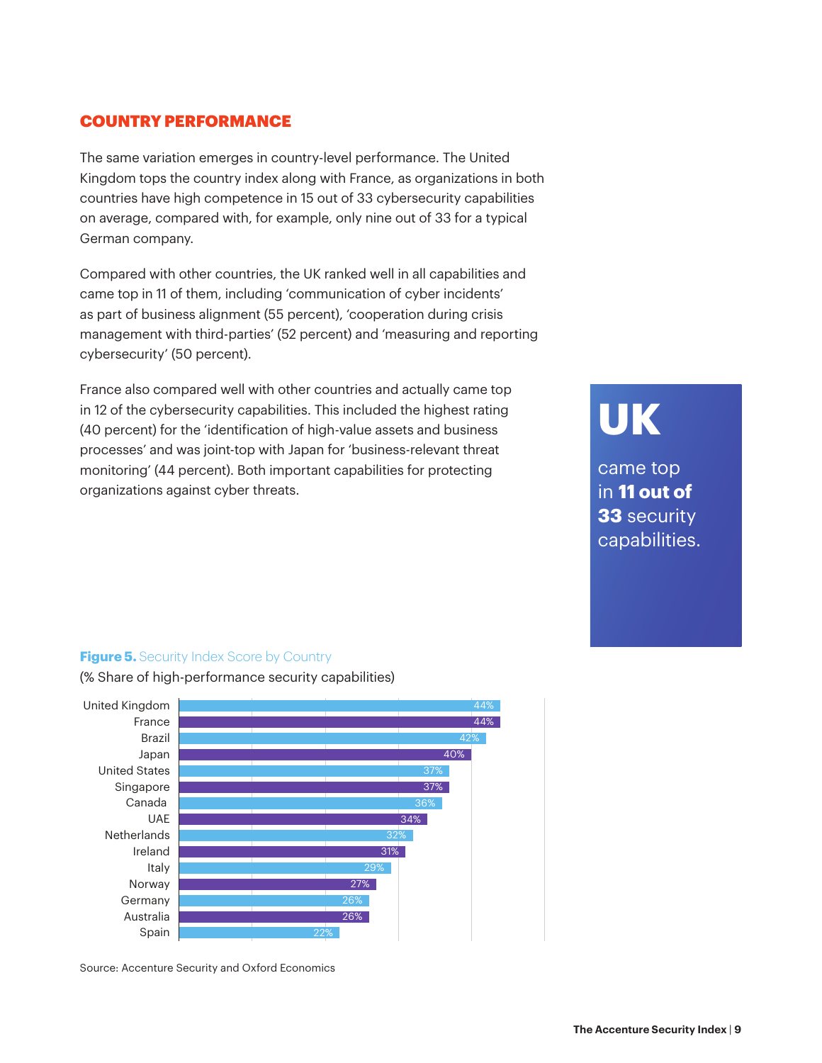## COUNTRY PERFORMANCE

The same variation emerges in country-level performance. The United Kingdom tops the country index along with France, as organizations in both countries have high competence in 15 out of 33 cybersecurity capabilities on average, compared with, for example, only nine out of 33 for a typical German company.

Compared with other countries, the UK ranked well in all capabilities and came top in 11 of them, including 'communication of cyber incidents' as part of business alignment (55 percent), 'cooperation during crisis management with third-parties' (52 percent) and 'measuring and reporting cybersecurity' (50 percent).

France also compared well with other countries and actually came top in 12 of the cybersecurity capabilities. This included the highest rating (40 percent) for the 'identification of high-value assets and business processes' and was joint-top with Japan for 'business-relevant threat monitoring' (44 percent). Both important capabilities for protecting organizations against cyber threats.

**UK** came top in **11 out of 33** security capabilities.

**Figure 5.** Security Index Score by Country

(% Share of high-performance security capabilities)

| Country | Score |
|---|---|
| United Kingdom | 44% |
| France | 44% |
| Brazil | 42% |
| Japan | 40% |
| United States | 37% |
| Singapore | 37% |
| Canada | 36% |
| UAE | 34% |
| Netherlands | 32% |
| Ireland | 31% |
| Italy | 29% |
| Norway | 27% |
| Germany | 26% |
| Australia | 26% |
| Spain | 22% |

Source: Accenture Security and Oxford Economics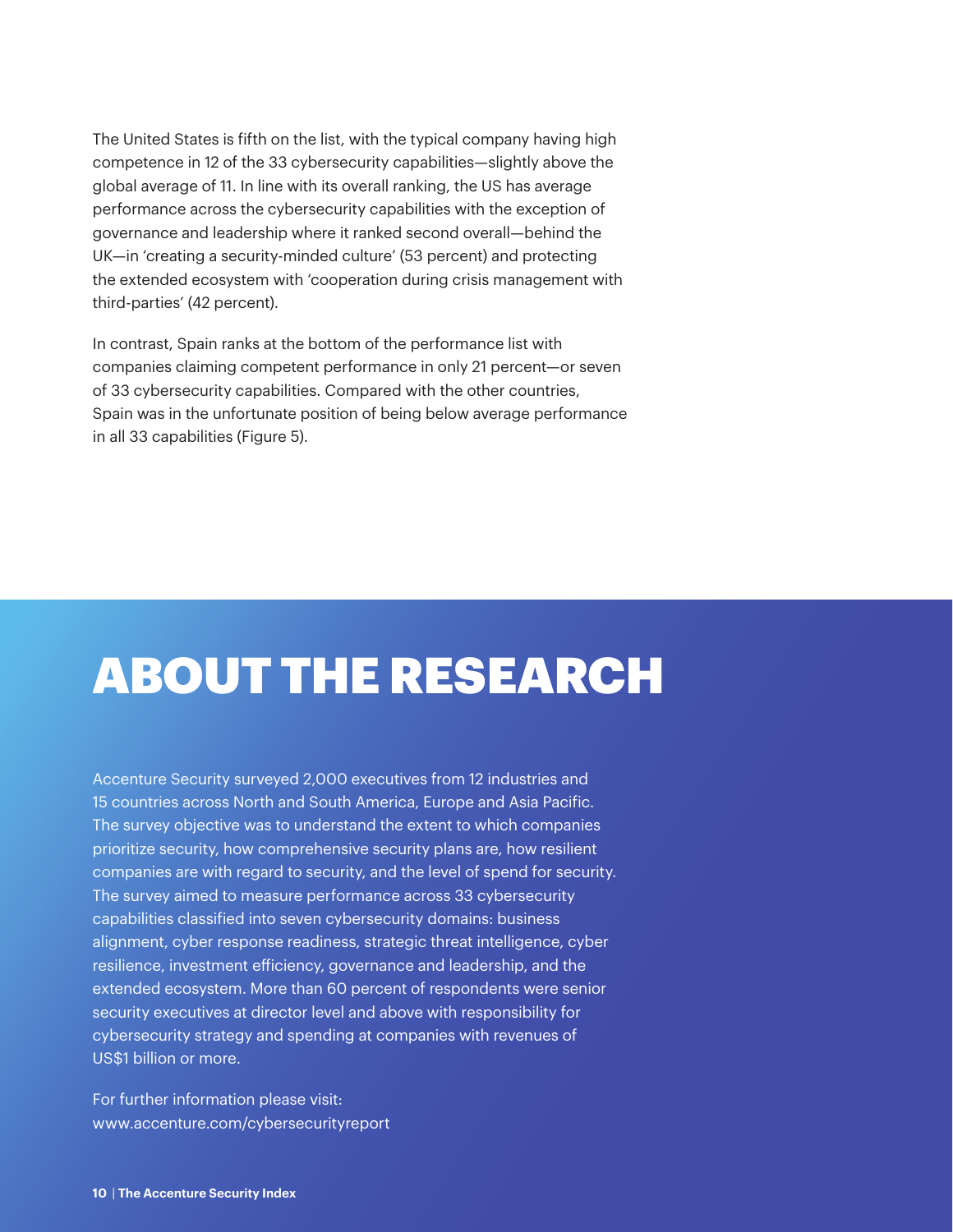The United States is fifth on the list, with the typical company having high competence in 12 of the 33 cybersecurity capabilities—slightly above the global average of 11. In line with its overall ranking, the US has average performance across the cybersecurity capabilities with the exception of governance and leadership where it ranked second overall—behind the UK—in 'creating a security-minded culture' (53 percent) and protecting the extended ecosystem with 'cooperation during crisis management with third-parties' (42 percent).

In contrast, Spain ranks at the bottom of the performance list with companies claiming competent performance in only 21 percent—or seven of 33 cybersecurity capabilities. Compared with the other countries, Spain was in the unfortunate position of being below average performance in all 33 capabilities (Figure 5).

# ABOUT THE RESEARCH

Accenture Security surveyed 2,000 executives from 12 industries and 15 countries across North and South America, Europe and Asia Pacific. The survey objective was to understand the extent to which companies prioritize security, how comprehensive security plans are, how resilient companies are with regard to security, and the level of spend for security. The survey aimed to measure performance across 33 cybersecurity capabilities classified into seven cybersecurity domains: business alignment, cyber response readiness, strategic threat intelligence, cyber resilience, investment efficiency, governance and leadership, and the extended ecosystem. More than 60 percent of respondents were senior security executives at director level and above with responsibility for cybersecurity strategy and spending at companies with revenues of US$1 billion or more.

For further information please visit:
www.accenture.com/cybersecurityreport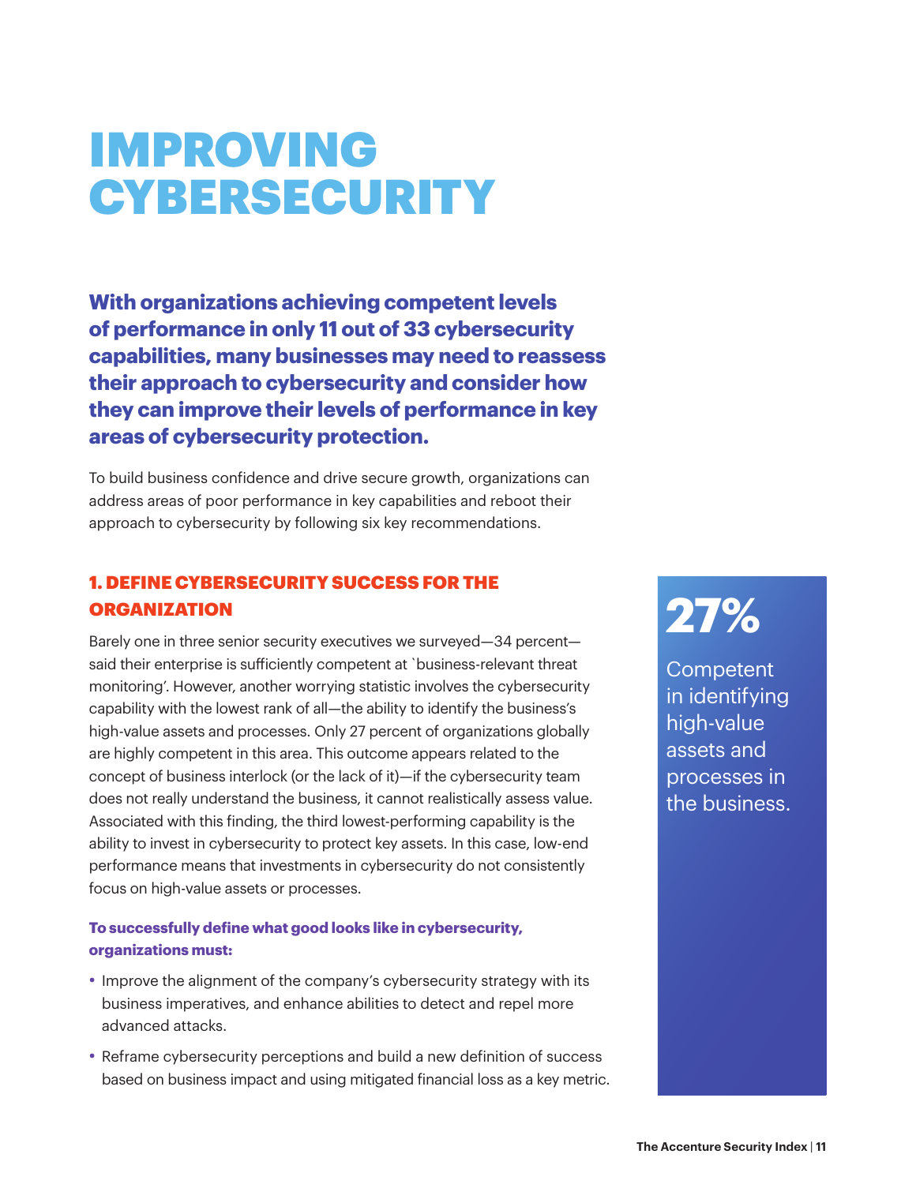# IMPROVING CYBERSECURITY

**With organizations achieving competent levels of performance in only 11 out of 33 cybersecurity capabilities, many businesses may need to reassess their approach to cybersecurity and consider how they can improve their levels of performance in key areas of cybersecurity protection.**

To build business confidence and drive secure growth, organizations can address areas of poor performance in key capabilities and reboot their approach to cybersecurity by following six key recommendations.

## 1. DEFINE CYBERSECURITY SUCCESS FOR THE ORGANIZATION

Barely one in three senior security executives we surveyed—34 percent—said their enterprise is sufficiently competent at `business-relevant threat monitoring'. However, another worrying statistic involves the cybersecurity capability with the lowest rank of all—the ability to identify the business's high-value assets and processes. Only 27 percent of organizations globally are highly competent in this area. This outcome appears related to the concept of business interlock (or the lack of it)—if the cybersecurity team does not really understand the business, it cannot realistically assess value. Associated with this finding, the third lowest-performing capability is the ability to invest in cybersecurity to protect key assets. In this case, low-end performance means that investments in cybersecurity do not consistently focus on high-value assets or processes.

**To successfully define what good looks like in cybersecurity, organizations must:**

- Improve the alignment of the company's cybersecurity strategy with its business imperatives, and enhance abilities to detect and repel more advanced attacks.
- Reframe cybersecurity perceptions and build a new definition of success based on business impact and using mitigated financial loss as a key metric.

**27%**

Competent in identifying high-value assets and processes in the business.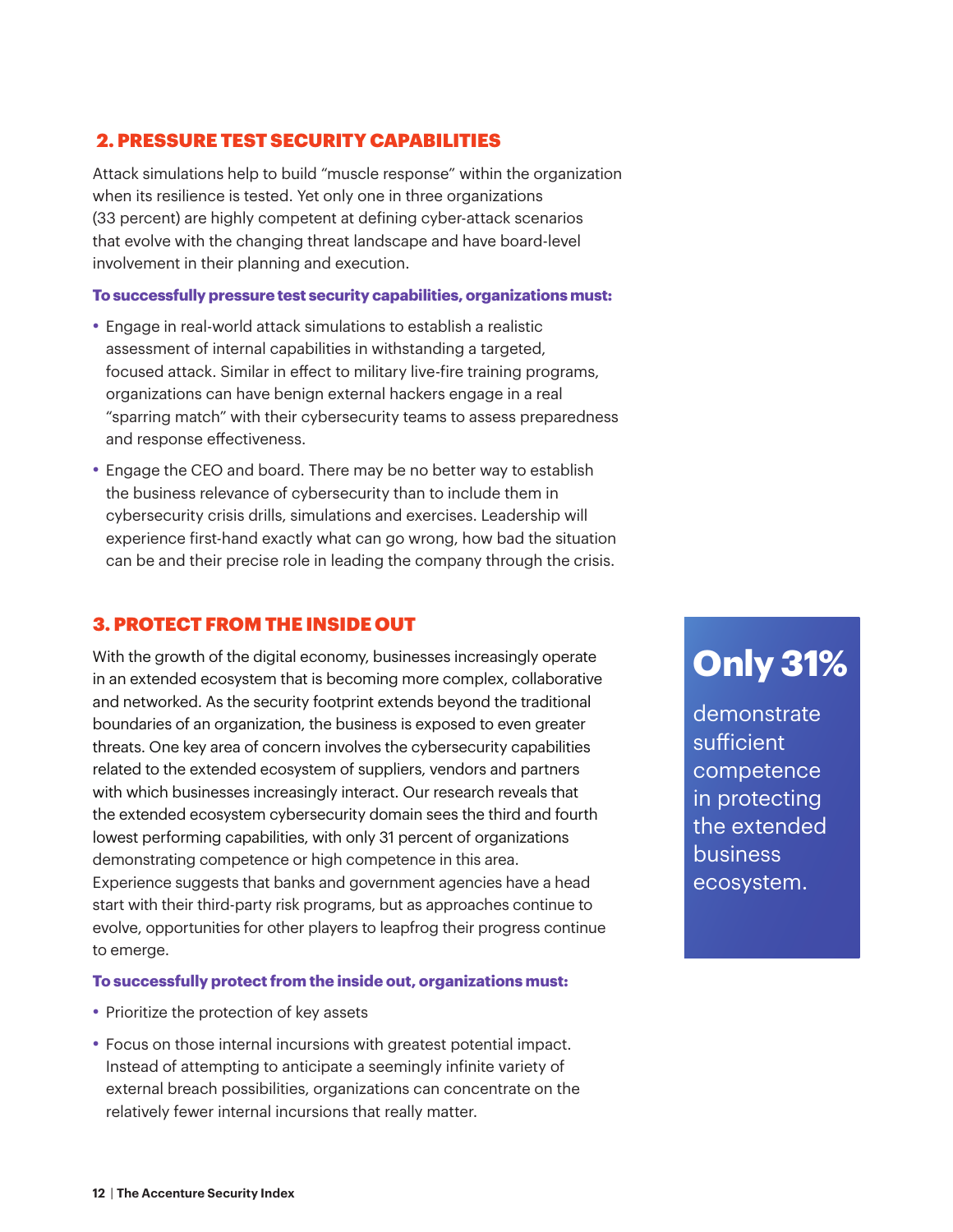## 2. PRESSURE TEST SECURITY CAPABILITIES

Attack simulations help to build "muscle response" within the organization when its resilience is tested. Yet only one in three organizations (33 percent) are highly competent at defining cyber-attack scenarios that evolve with the changing threat landscape and have board-level involvement in their planning and execution.

**To successfully pressure test security capabilities, organizations must:**

- Engage in real-world attack simulations to establish a realistic assessment of internal capabilities in withstanding a targeted, focused attack. Similar in effect to military live-fire training programs, organizations can have benign external hackers engage in a real "sparring match" with their cybersecurity teams to assess preparedness and response effectiveness.
- Engage the CEO and board. There may be no better way to establish the business relevance of cybersecurity than to include them in cybersecurity crisis drills, simulations and exercises. Leadership will experience first-hand exactly what can go wrong, how bad the situation can be and their precise role in leading the company through the crisis.

## 3. PROTECT FROM THE INSIDE OUT

With the growth of the digital economy, businesses increasingly operate in an extended ecosystem that is becoming more complex, collaborative and networked. As the security footprint extends beyond the traditional boundaries of an organization, the business is exposed to even greater threats. One key area of concern involves the cybersecurity capabilities related to the extended ecosystem of suppliers, vendors and partners with which businesses increasingly interact. Our research reveals that the extended ecosystem cybersecurity domain sees the third and fourth lowest performing capabilities, with only 31 percent of organizations demonstrating competence or high competence in this area. Experience suggests that banks and government agencies have a head start with their third-party risk programs, but as approaches continue to evolve, opportunities for other players to leapfrog their progress continue to emerge.

**Only 31%**

demonstrate sufficient competence in protecting the extended business ecosystem.

**To successfully protect from the inside out, organizations must:**

- Prioritize the protection of key assets
- Focus on those internal incursions with greatest potential impact. Instead of attempting to anticipate a seemingly infinite variety of external breach possibilities, organizations can concentrate on the relatively fewer internal incursions that really matter.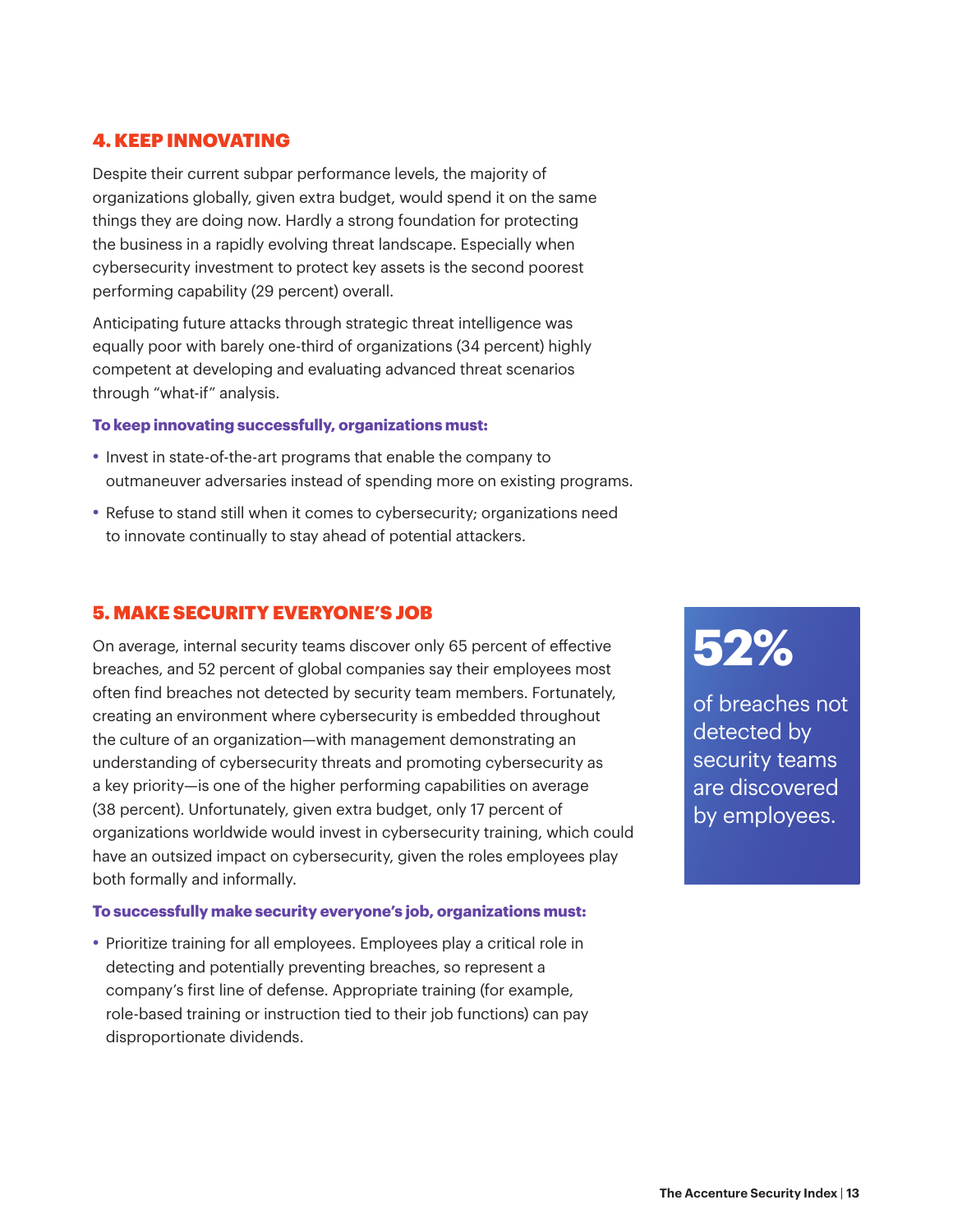## 4. KEEP INNOVATING

Despite their current subpar performance levels, the majority of organizations globally, given extra budget, would spend it on the same things they are doing now. Hardly a strong foundation for protecting the business in a rapidly evolving threat landscape. Especially when cybersecurity investment to protect key assets is the second poorest performing capability (29 percent) overall.

Anticipating future attacks through strategic threat intelligence was equally poor with barely one-third of organizations (34 percent) highly competent at developing and evaluating advanced threat scenarios through "what-if" analysis.

**To keep innovating successfully, organizations must:**

- Invest in state-of-the-art programs that enable the company to outmaneuver adversaries instead of spending more on existing programs.
- Refuse to stand still when it comes to cybersecurity; organizations need to innovate continually to stay ahead of potential attackers.

## 5. MAKE SECURITY EVERYONE'S JOB

On average, internal security teams discover only 65 percent of effective breaches, and 52 percent of global companies say their employees most often find breaches not detected by security team members. Fortunately, creating an environment where cybersecurity is embedded throughout the culture of an organization—with management demonstrating an understanding of cybersecurity threats and promoting cybersecurity as a key priority—is one of the higher performing capabilities on average (38 percent). Unfortunately, given extra budget, only 17 percent of organizations worldwide would invest in cybersecurity training, which could have an outsized impact on cybersecurity, given the roles employees play both formally and informally.

**52%**

of breaches not detected by security teams are discovered by employees.

**To successfully make security everyone's job, organizations must:**

- Prioritize training for all employees. Employees play a critical role in detecting and potentially preventing breaches, so represent a company's first line of defense. Appropriate training (for example, role-based training or instruction tied to their job functions) can pay disproportionate dividends.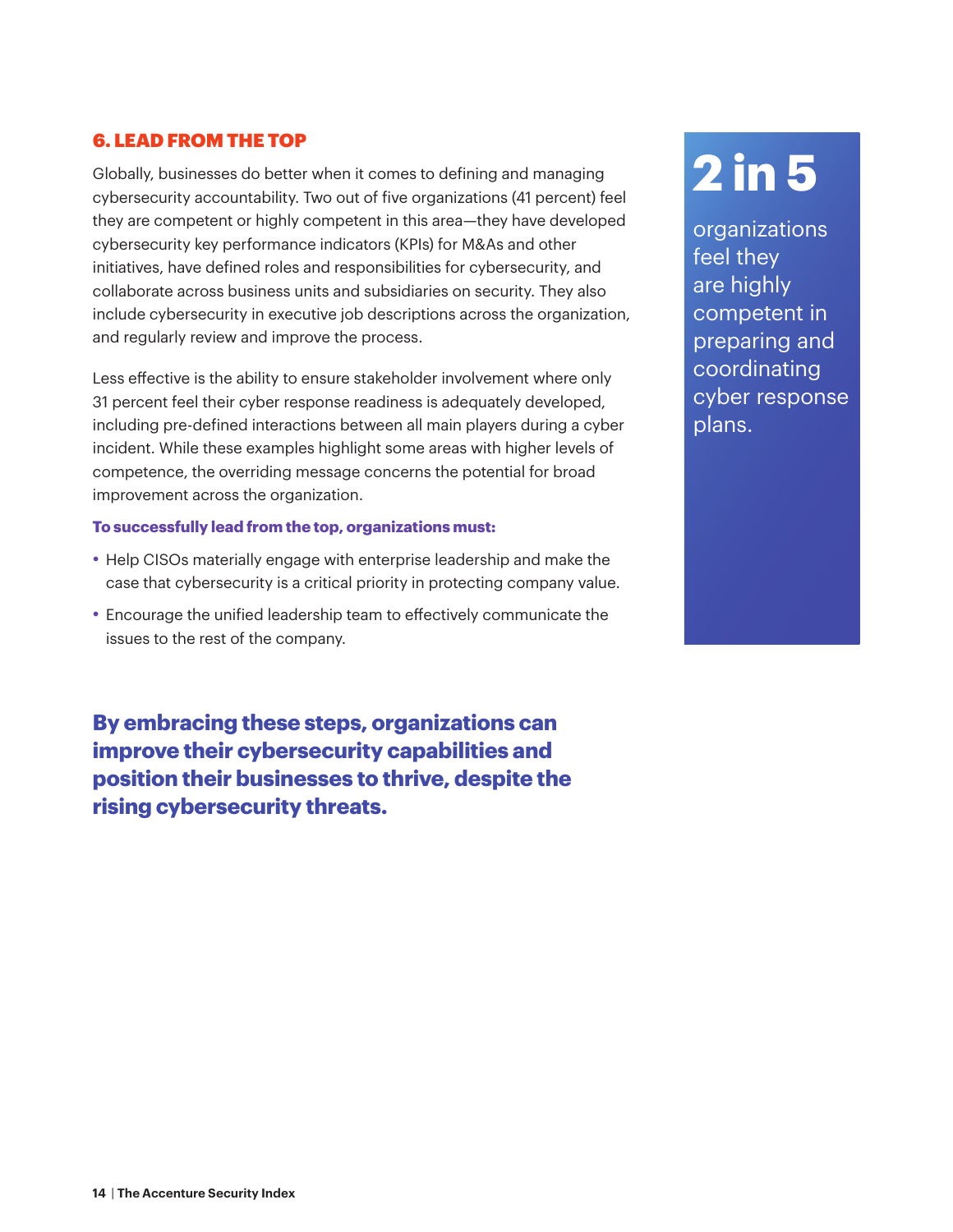## 6. LEAD FROM THE TOP

Globally, businesses do better when it comes to defining and managing cybersecurity accountability. Two out of five organizations (41 percent) feel they are competent or highly competent in this area—they have developed cybersecurity key performance indicators (KPIs) for M&As and other initiatives, have defined roles and responsibilities for cybersecurity, and collaborate across business units and subsidiaries on security. They also include cybersecurity in executive job descriptions across the organization, and regularly review and improve the process.

Less effective is the ability to ensure stakeholder involvement where only 31 percent feel their cyber response readiness is adequately developed, including pre-defined interactions between all main players during a cyber incident. While these examples highlight some areas with higher levels of competence, the overriding message concerns the potential for broad improvement across the organization.

**To successfully lead from the top, organizations must:**

- Help CISOs materially engage with enterprise leadership and make the case that cybersecurity is a critical priority in protecting company value.
- Encourage the unified leadership team to effectively communicate the issues to the rest of the company.

**2 in 5**

organizations feel they are highly competent in preparing and coordinating cyber response plans.

**By embracing these steps, organizations can improve their cybersecurity capabilities and position their businesses to thrive, despite the rising cybersecurity threats.**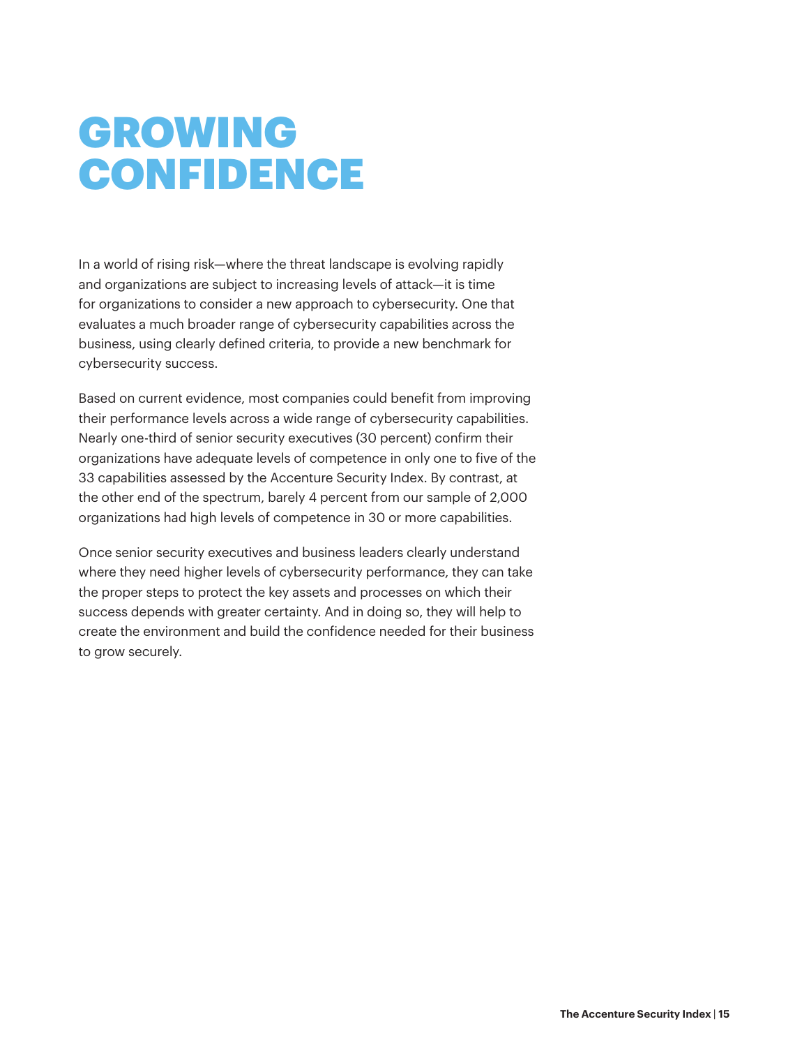# GROWING CONFIDENCE

In a world of rising risk—where the threat landscape is evolving rapidly and organizations are subject to increasing levels of attack—it is time for organizations to consider a new approach to cybersecurity. One that evaluates a much broader range of cybersecurity capabilities across the business, using clearly defined criteria, to provide a new benchmark for cybersecurity success.

Based on current evidence, most companies could benefit from improving their performance levels across a wide range of cybersecurity capabilities. Nearly one-third of senior security executives (30 percent) confirm their organizations have adequate levels of competence in only one to five of the 33 capabilities assessed by the Accenture Security Index. By contrast, at the other end of the spectrum, barely 4 percent from our sample of 2,000 organizations had high levels of competence in 30 or more capabilities.

Once senior security executives and business leaders clearly understand where they need higher levels of cybersecurity performance, they can take the proper steps to protect the key assets and processes on which their success depends with greater certainty. And in doing so, they will help to create the environment and build the confidence needed for their business to grow securely.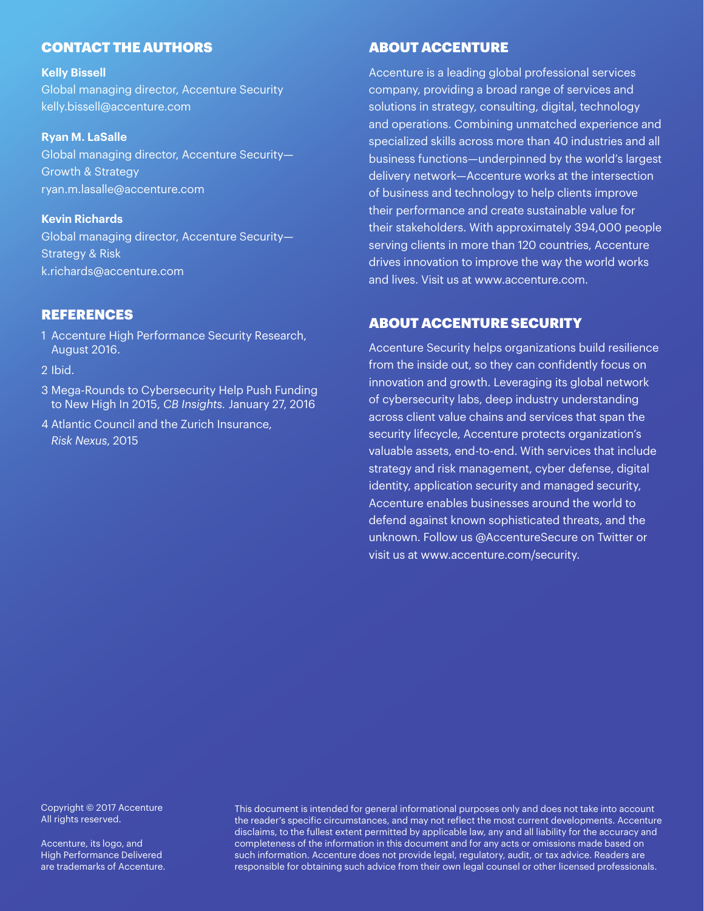## CONTACT THE AUTHORS

**Kelly Bissell**
Global managing director, Accenture Security
kelly.bissell@accenture.com

**Ryan M. LaSalle**
Global managing director, Accenture Security—Growth & Strategy
ryan.m.lasalle@accenture.com

**Kevin Richards**
Global managing director, Accenture Security—Strategy & Risk
k.richards@accenture.com

## REFERENCES

1 Accenture High Performance Security Research, August 2016.

2 Ibid.

3 Mega-Rounds to Cybersecurity Help Push Funding to New High In 2015, *CB Insights.* January 27, 2016

4 Atlantic Council and the Zurich Insurance, *Risk Nexus*, 2015

## ABOUT ACCENTURE

Accenture is a leading global professional services company, providing a broad range of services and solutions in strategy, consulting, digital, technology and operations. Combining unmatched experience and specialized skills across more than 40 industries and all business functions—underpinned by the world's largest delivery network—Accenture works at the intersection of business and technology to help clients improve their performance and create sustainable value for their stakeholders. With approximately 394,000 people serving clients in more than 120 countries, Accenture drives innovation to improve the way the world works and lives. Visit us at www.accenture.com.

## ABOUT ACCENTURE SECURITY

Accenture Security helps organizations build resilience from the inside out, so they can confidently focus on innovation and growth. Leveraging its global network of cybersecurity labs, deep industry understanding across client value chains and services that span the security lifecycle, Accenture protects organization's valuable assets, end-to-end. With services that include strategy and risk management, cyber defense, digital identity, application security and managed security, Accenture enables businesses around the world to defend against known sophisticated threats, and the unknown. Follow us @AccentureSecure on Twitter or visit us at www.accenture.com/security.

Copyright © 2017 Accenture
All rights reserved.

Accenture, its logo, and High Performance Delivered are trademarks of Accenture.

This document is intended for general informational purposes only and does not take into account the reader's specific circumstances, and may not reflect the most current developments. Accenture disclaims, to the fullest extent permitted by applicable law, any and all liability for the accuracy and completeness of the information in this document and for any acts or omissions made based on such information. Accenture does not provide legal, regulatory, audit, or tax advice. Readers are responsible for obtaining such advice from their own legal counsel or other licensed professionals.